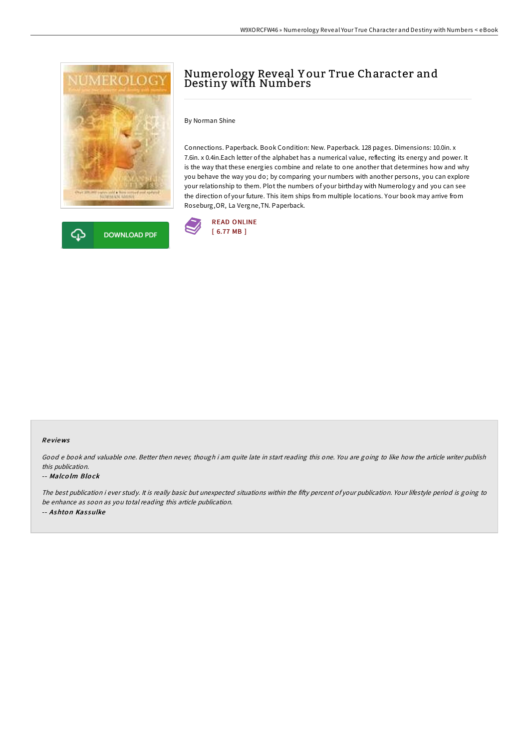# Numerology Reveal Your True Character and Destiny with Numbers

By Norman Shine

Connections. Paperback. Book Condition: New. Paperback. 128 pages. Dimensions: 10.0in. x 7.6in. x 0.4in.Each letter of the alphabet has a numerical value, reflecting its energy and power. It is the way that these energies combine and relate to one another that determines how and why you behave the way you do; by comparing your numbers with another persons, you can explore your relationship to them. Plot the numbers of your birthday with Numerology and you can see the direction of your future. This item ships from multiple locations. Your book may arrive from Roseburg,OR, La Vergne,TN. Paperback.

DOWNLOAD PDF

READ ONLINE
[ 6.77 MB ]

## Reviews

*Good e book and valuable one. Better then never, though i am quite late in start reading this one. You are going to like how the article writer publish this publication.*

-- ***Malcolm Block***

*The best publication i ever study. It is really basic but unexpected situations within the fifty percent of your publication. Your lifestyle period is going to be enhance as soon as you total reading this article publication.*

-- ***Ashton Kassulke***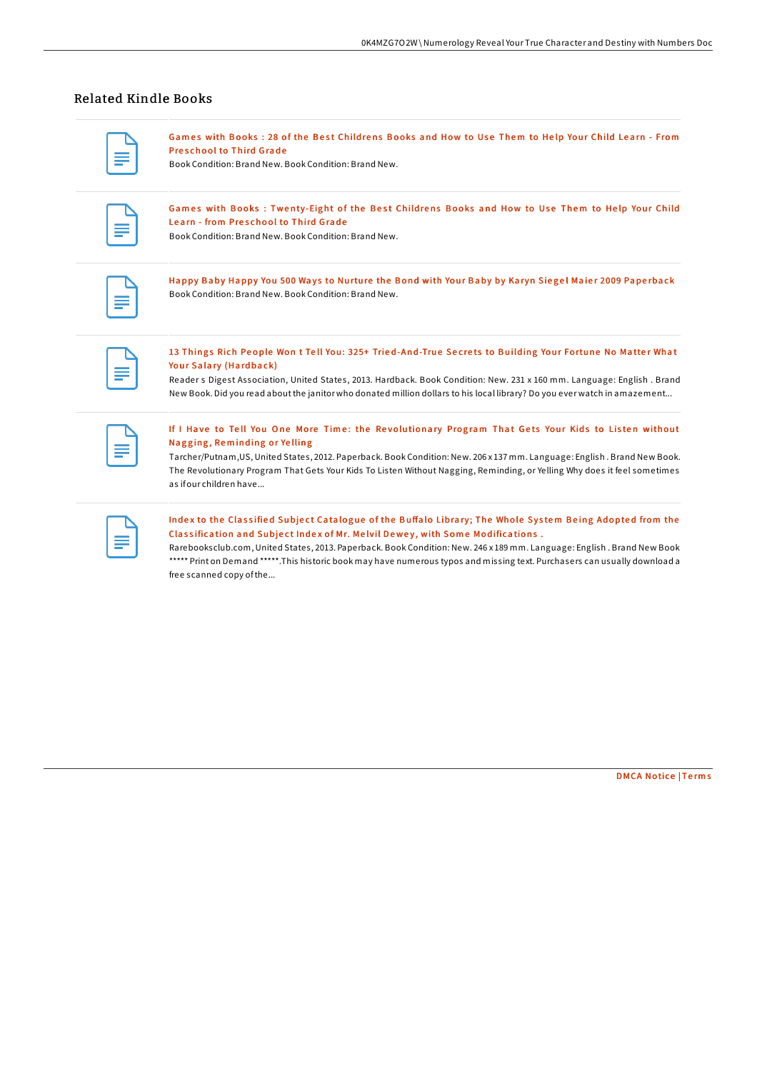## Related Kindle Books

**Games with Books : 28 of the Best Childrens Books and How to Use Them to Help Your Child Learn - From Preschool to Third Grade**

Book Condition: Brand New. Book Condition: Brand New.

**Games with Books : Twenty-Eight of the Best Childrens Books and How to Use Them to Help Your Child Learn - from Preschool to Third Grade**

Book Condition: Brand New. Book Condition: Brand New.

**Happy Baby Happy You 500 Ways to Nurture the Bond with Your Baby by Karyn Siegel Maier 2009 Paperback**

Book Condition: Brand New. Book Condition: Brand New.

**13 Things Rich People Won t Tell You: 325+ Tried-And-True Secrets to Building Your Fortune No Matter What Your Salary (Hardback)**

Reader s Digest Association, United States, 2013. Hardback. Book Condition: New. 231 x 160 mm. Language: English . Brand New Book. Did you read about the janitor who donated million dollars to his local library? Do you ever watch in amazement...

**If I Have to Tell You One More Time: the Revolutionary Program That Gets Your Kids to Listen without Nagging, Reminding or Yelling**

Tarcher/Putnam,US, United States, 2012. Paperback. Book Condition: New. 206 x 137 mm. Language: English . Brand New Book. The Revolutionary Program That Gets Your Kids To Listen Without Nagging, Reminding, or Yelling Why does it feel sometimes as if our children have...

**Index to the Classified Subject Catalogue of the Buffalo Library; The Whole System Being Adopted from the Classification and Subject Index of Mr. Melvil Dewey, with Some Modifications .**

Rarebooksclub.com, United States, 2013. Paperback. Book Condition: New. 246 x 189 mm. Language: English . Brand New Book ***** Print on Demand *****.This historic book may have numerous typos and missing text. Purchasers can usually download a free scanned copy of the...

DMCA Notice | Terms